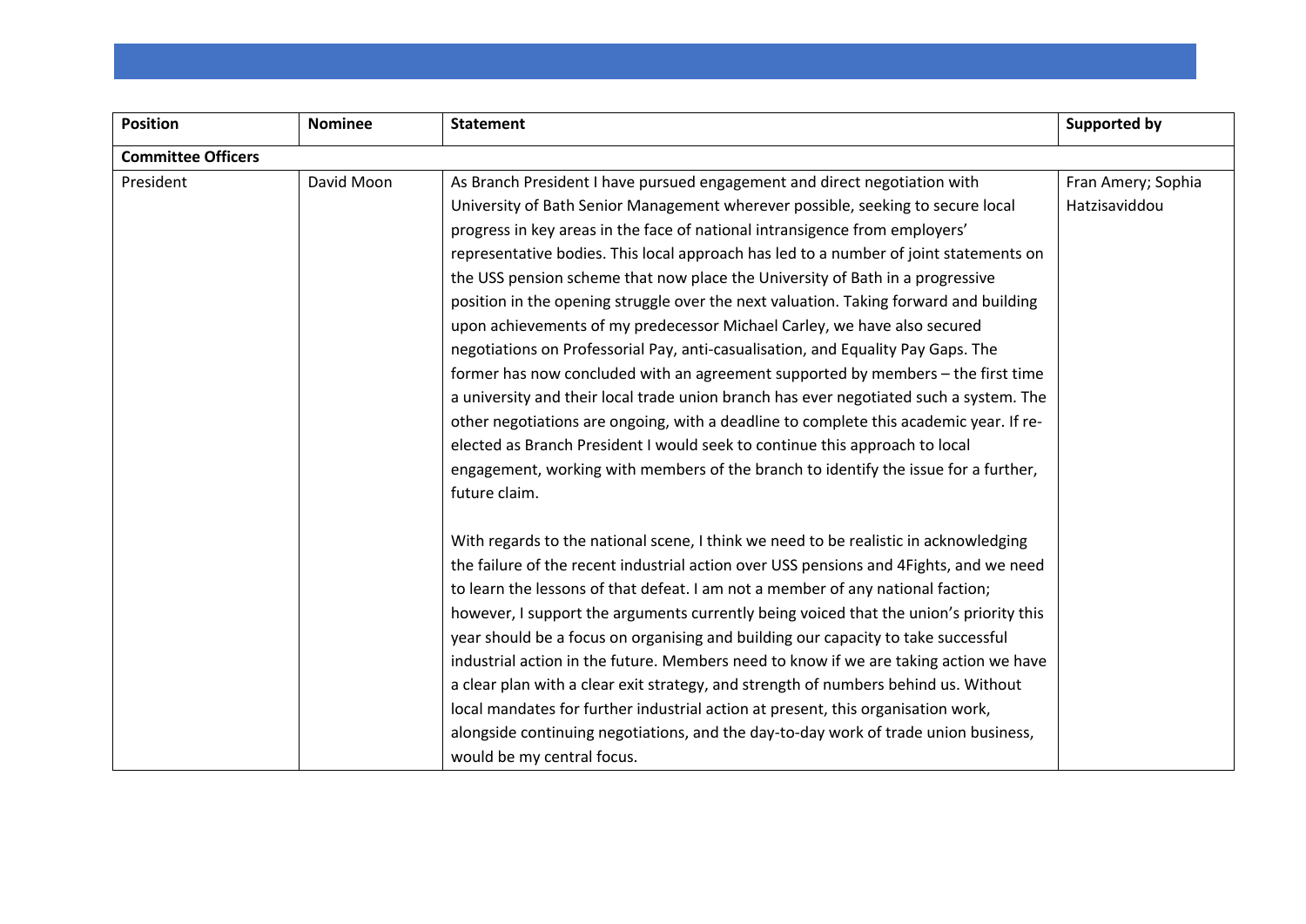| Position | Nominee | Statement | Supported by |
|---|---|---|---|
| **Committee Officers** | | | |
| President | David Moon | As Branch President I have pursued engagement and direct negotiation with University of Bath Senior Management wherever possible, seeking to secure local progress in key areas in the face of national intransigence from employers' representative bodies. This local approach has led to a number of joint statements on the USS pension scheme that now place the University of Bath in a progressive position in the opening struggle over the next valuation. Taking forward and building upon achievements of my predecessor Michael Carley, we have also secured negotiations on Professorial Pay, anti-casualisation, and Equality Pay Gaps. The former has now concluded with an agreement supported by members – the first time a university and their local trade union branch has ever negotiated such a system. The other negotiations are ongoing, with a deadline to complete this academic year. If re-elected as Branch President I would seek to continue this approach to local engagement, working with members of the branch to identify the issue for a further, future claim.<br><br>With regards to the national scene, I think we need to be realistic in acknowledging the failure of the recent industrial action over USS pensions and 4Fights, and we need to learn the lessons of that defeat. I am not a member of any national faction; however, I support the arguments currently being voiced that the union's priority this year should be a focus on organising and building our capacity to take successful industrial action in the future. Members need to know if we are taking action we have a clear plan with a clear exit strategy, and strength of numbers behind us. Without local mandates for further industrial action at present, this organisation work, alongside continuing negotiations, and the day-to-day work of trade union business, would be my central focus. | Fran Amery; Sophia Hatzisaviddou |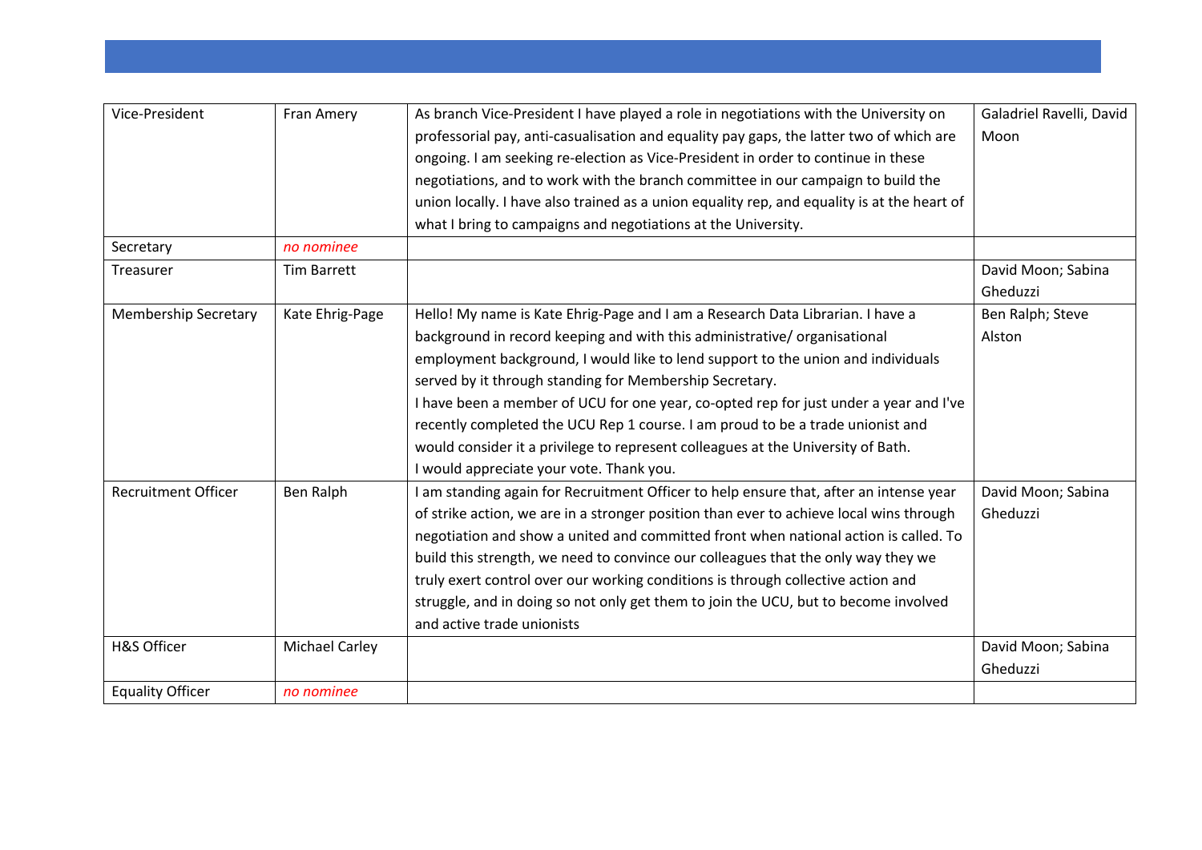| | | | |
|---|---|---|---|
| Vice-President | Fran Amery | As branch Vice-President I have played a role in negotiations with the University on professorial pay, anti-casualisation and equality pay gaps, the latter two of which are ongoing. I am seeking re-election as Vice-President in order to continue in these negotiations, and to work with the branch committee in our campaign to build the union locally. I have also trained as a union equality rep, and equality is at the heart of what I bring to campaigns and negotiations at the University. | Galadriel Ravelli, David Moon |
| Secretary | *no nominee* | | |
| Treasurer | Tim Barrett | | David Moon; Sabina Gheduzzi |
| Membership Secretary | Kate Ehrig-Page | Hello! My name is Kate Ehrig-Page and I am a Research Data Librarian. I have a background in record keeping and with this administrative/ organisational employment background, I would like to lend support to the union and individuals served by it through standing for Membership Secretary.<br>I have been a member of UCU for one year, co-opted rep for just under a year and I've recently completed the UCU Rep 1 course. I am proud to be a trade unionist and would consider it a privilege to represent colleagues at the University of Bath.<br>I would appreciate your vote. Thank you. | Ben Ralph; Steve Alston |
| Recruitment Officer | Ben Ralph | I am standing again for Recruitment Officer to help ensure that, after an intense year of strike action, we are in a stronger position than ever to achieve local wins through negotiation and show a united and committed front when national action is called. To build this strength, we need to convince our colleagues that the only way they we truly exert control over our working conditions is through collective action and struggle, and in doing so not only get them to join the UCU, but to become involved and active trade unionists | David Moon; Sabina Gheduzzi |
| H&S Officer | Michael Carley | | David Moon; Sabina Gheduzzi |
| Equality Officer | *no nominee* | | |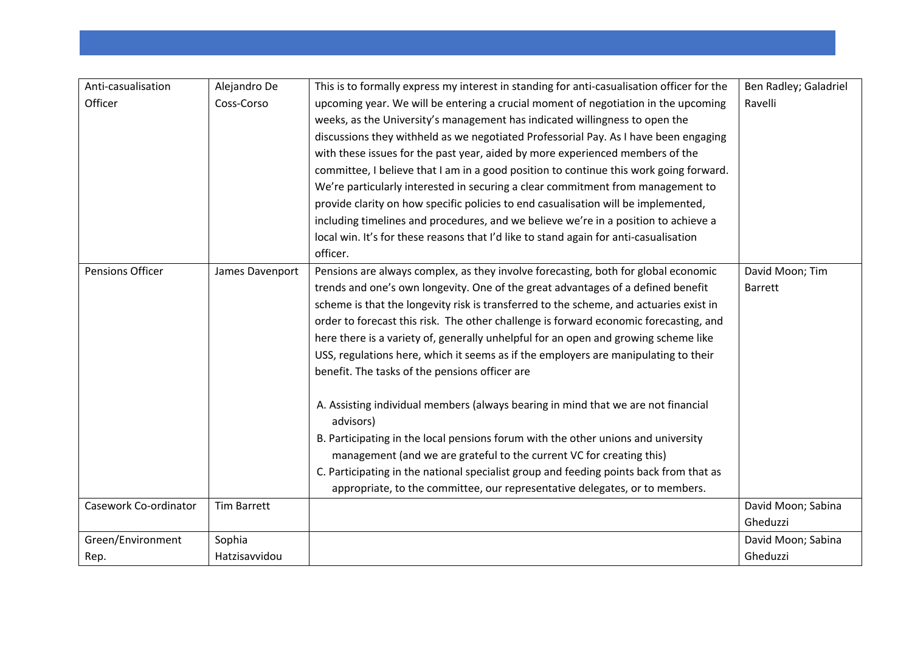| | | | |
|---|---|---|---|
| Anti-casualisation Officer | Alejandro De Coss-Corso | This is to formally express my interest in standing for anti-casualisation officer for the upcoming year. We will be entering a crucial moment of negotiation in the upcoming weeks, as the University's management has indicated willingness to open the discussions they withheld as we negotiated Professorial Pay. As I have been engaging with these issues for the past year, aided by more experienced members of the committee, I believe that I am in a good position to continue this work going forward. We're particularly interested in securing a clear commitment from management to provide clarity on how specific policies to end casualisation will be implemented, including timelines and procedures, and we believe we're in a position to achieve a local win. It's for these reasons that I'd like to stand again for anti-casualisation officer. | Ben Radley; Galadriel Ravelli |
| Pensions Officer | James Davenport | Pensions are always complex, as they involve forecasting, both for global economic trends and one's own longevity. One of the great advantages of a defined benefit scheme is that the longevity risk is transferred to the scheme, and actuaries exist in order to forecast this risk. The other challenge is forward economic forecasting, and here there is a variety of, generally unhelpful for an open and growing scheme like USS, regulations here, which it seems as if the employers are manipulating to their benefit. The tasks of the pensions officer are<br><br>A. Assisting individual members (always bearing in mind that we are not financial advisors)<br>B. Participating in the local pensions forum with the other unions and university management (and we are grateful to the current VC for creating this)<br>C. Participating in the national specialist group and feeding points back from that as appropriate, to the committee, our representative delegates, or to members. | David Moon; Tim Barrett |
| Casework Co-ordinator | Tim Barrett | | David Moon; Sabina Gheduzzi |
| Green/Environment Rep. | Sophia Hatzisavvidou | | David Moon; Sabina Gheduzzi |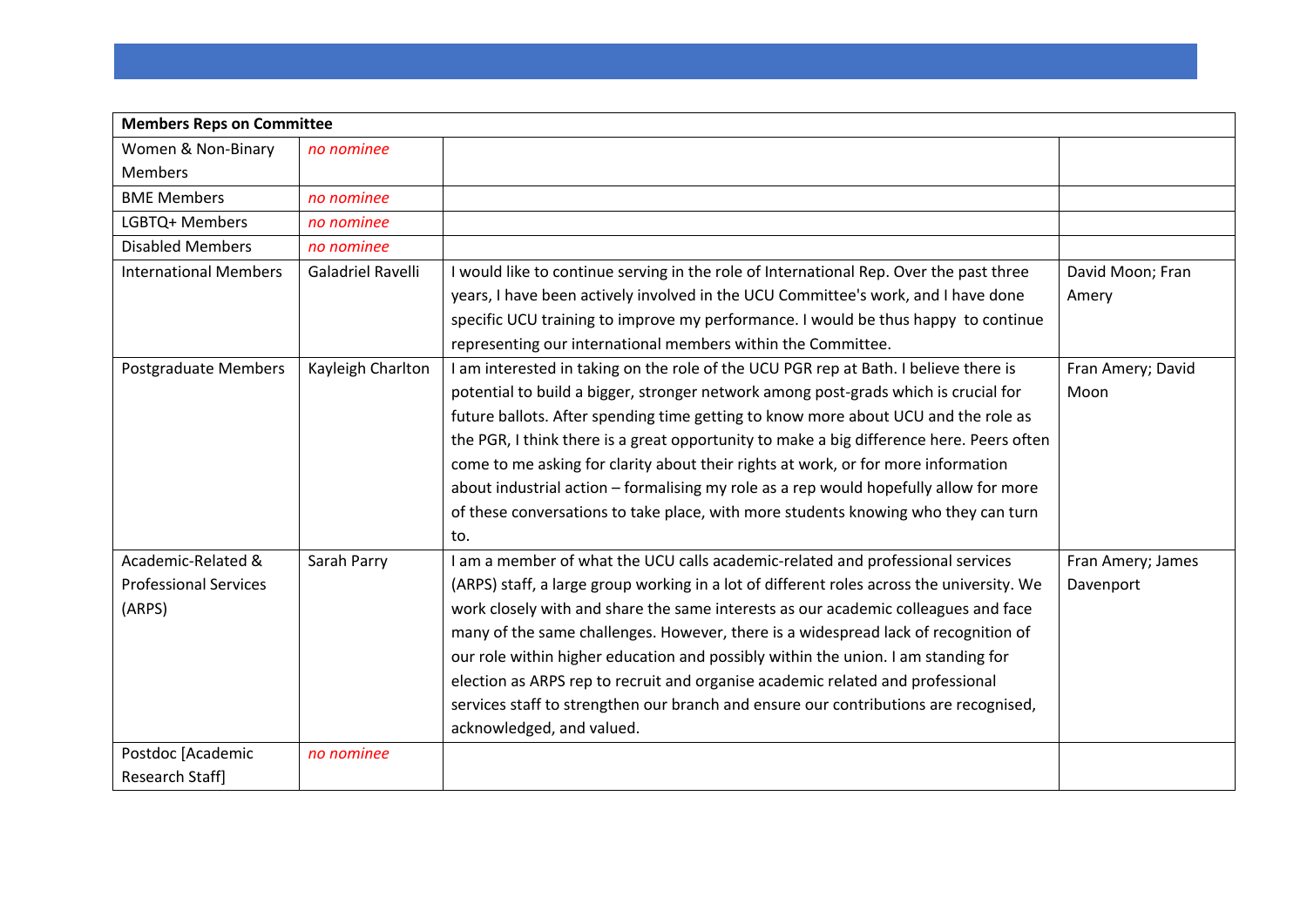| Members Reps on Committee | | | |
|---|---|---|---|
| Women & Non-Binary Members | *no nominee* | | |
| BME Members | *no nominee* | | |
| LGBTQ+ Members | *no nominee* | | |
| Disabled Members | *no nominee* | | |
| International Members | Galadriel Ravelli | I would like to continue serving in the role of International Rep. Over the past three years, I have been actively involved in the UCU Committee's work, and I have done specific UCU training to improve my performance. I would be thus happy to continue representing our international members within the Committee. | David Moon; Fran Amery |
| Postgraduate Members | Kayleigh Charlton | I am interested in taking on the role of the UCU PGR rep at Bath. I believe there is potential to build a bigger, stronger network among post-grads which is crucial for future ballots. After spending time getting to know more about UCU and the role as the PGR, I think there is a great opportunity to make a big difference here. Peers often come to me asking for clarity about their rights at work, or for more information about industrial action – formalising my role as a rep would hopefully allow for more of these conversations to take place, with more students knowing who they can turn to. | Fran Amery; David Moon |
| Academic-Related & Professional Services (ARPS) | Sarah Parry | I am a member of what the UCU calls academic-related and professional services (ARPS) staff, a large group working in a lot of different roles across the university. We work closely with and share the same interests as our academic colleagues and face many of the same challenges. However, there is a widespread lack of recognition of our role within higher education and possibly within the union. I am standing for election as ARPS rep to recruit and organise academic related and professional services staff to strengthen our branch and ensure our contributions are recognised, acknowledged, and valued. | Fran Amery; James Davenport |
| Postdoc [Academic Research Staff] | *no nominee* | | |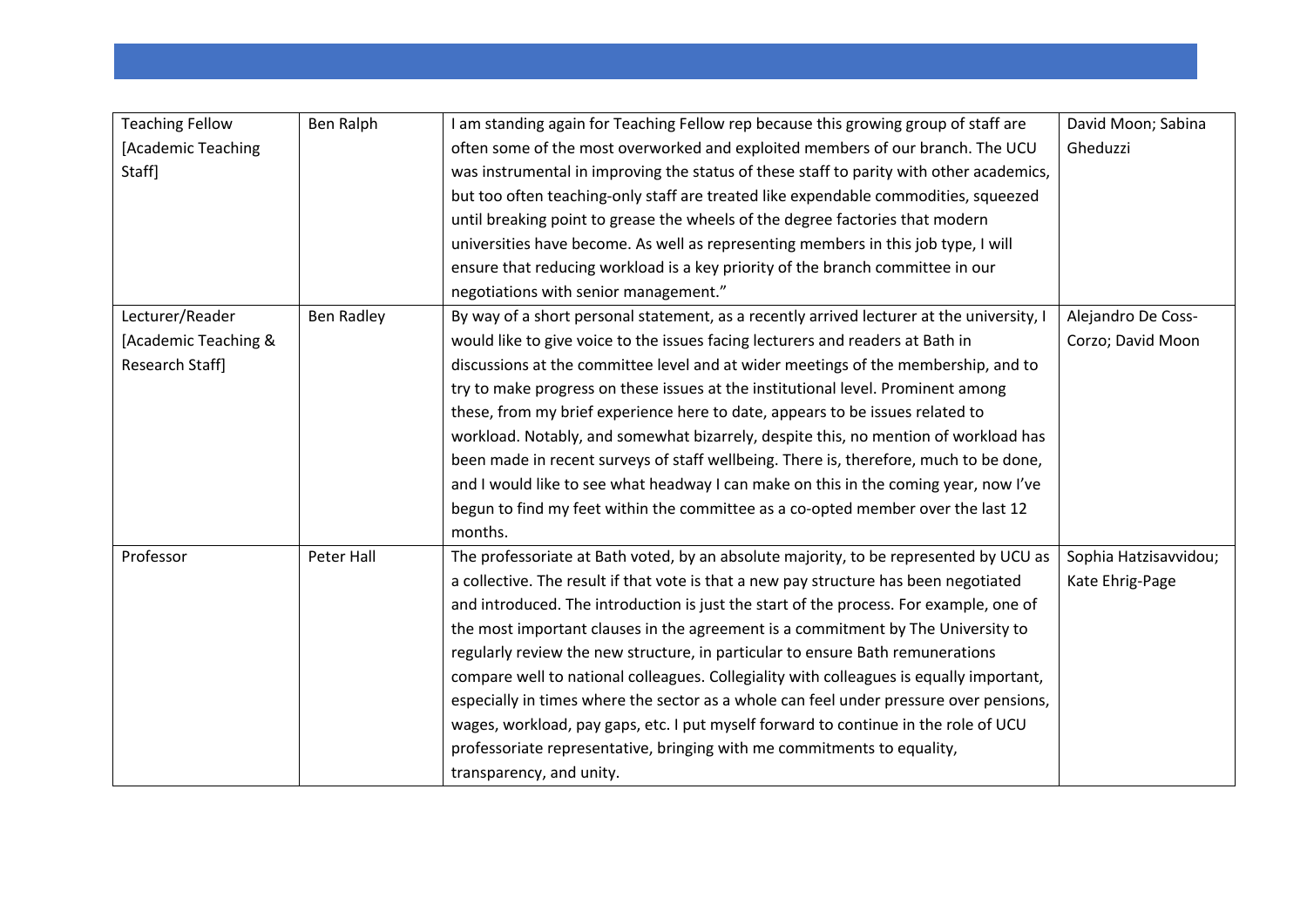| | | | |
|---|---|---|---|
| Teaching Fellow [Academic Teaching Staff] | Ben Ralph | I am standing again for Teaching Fellow rep because this growing group of staff are often some of the most overworked and exploited members of our branch. The UCU was instrumental in improving the status of these staff to parity with other academics, but too often teaching-only staff are treated like expendable commodities, squeezed until breaking point to grease the wheels of the degree factories that modern universities have become. As well as representing members in this job type, I will ensure that reducing workload is a key priority of the branch committee in our negotiations with senior management." | David Moon; Sabina Gheduzzi |
| Lecturer/Reader [Academic Teaching & Research Staff] | Ben Radley | By way of a short personal statement, as a recently arrived lecturer at the university, I would like to give voice to the issues facing lecturers and readers at Bath in discussions at the committee level and at wider meetings of the membership, and to try to make progress on these issues at the institutional level. Prominent among these, from my brief experience here to date, appears to be issues related to workload. Notably, and somewhat bizarrely, despite this, no mention of workload has been made in recent surveys of staff wellbeing. There is, therefore, much to be done, and I would like to see what headway I can make on this in the coming year, now I've begun to find my feet within the committee as a co-opted member over the last 12 months. | Alejandro De Coss-Corzo; David Moon |
| Professor | Peter Hall | The professoriate at Bath voted, by an absolute majority, to be represented by UCU as a collective. The result if that vote is that a new pay structure has been negotiated and introduced. The introduction is just the start of the process. For example, one of the most important clauses in the agreement is a commitment by The University to regularly review the new structure, in particular to ensure Bath remunerations compare well to national colleagues. Collegiality with colleagues is equally important, especially in times where the sector as a whole can feel under pressure over pensions, wages, workload, pay gaps, etc. I put myself forward to continue in the role of UCU professoriate representative, bringing with me commitments to equality, transparency, and unity. | Sophia Hatzisavvidou; Kate Ehrig-Page |